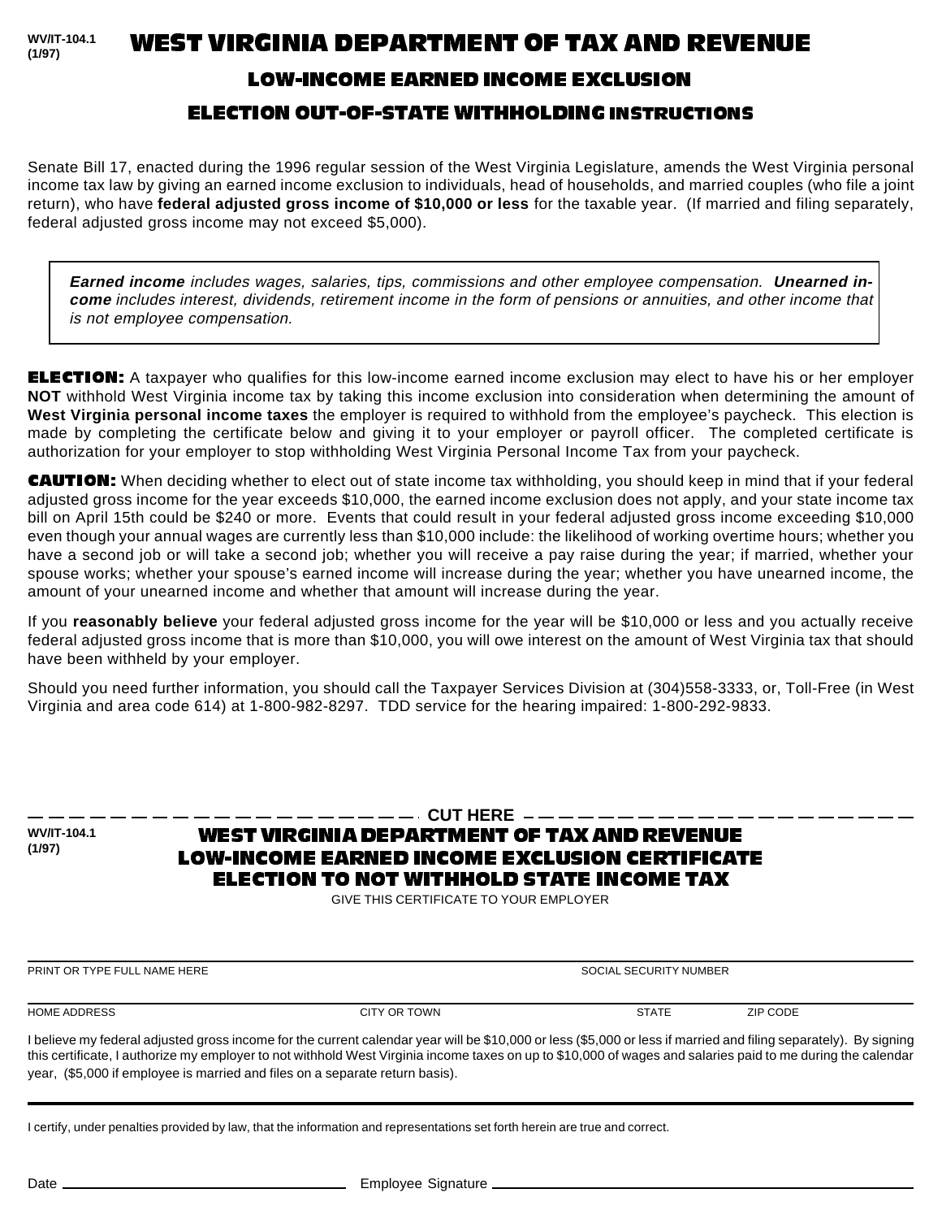WV/IT-104.1
(1/97)

# WEST VIRGINIA DEPARTMENT OF TAX AND REVENUE

## LOW-INCOME EARNED INCOME EXCLUSION

## ELECTION OUT-OF-STATE WITHHOLDING INSTRUCTIONS

Senate Bill 17, enacted during the 1996 regular session of the West Virginia Legislature, amends the West Virginia personal income tax law by giving an earned income exclusion to individuals, head of households, and married couples (who file a joint return), who have **federal adjusted gross income of $10,000 or less** for the taxable year. (If married and filing separately, federal adjusted gross income may not exceed $5,000).

> ***Earned income*** *includes wages, salaries, tips, commissions and other employee compensation.* ***Unearned income*** *includes interest, dividends, retirement income in the form of pensions or annuities, and other income that is not employee compensation.*

**ELECTION:** A taxpayer who qualifies for this low-income earned income exclusion may elect to have his or her employer **NOT** withhold West Virginia income tax by taking this income exclusion into consideration when determining the amount of **West Virginia personal income taxes** the employer is required to withhold from the employee's paycheck. This election is made by completing the certificate below and giving it to your employer or payroll officer. The completed certificate is authorization for your employer to stop withholding West Virginia Personal Income Tax from your paycheck.

**CAUTION:** When deciding whether to elect out of state income tax withholding, you should keep in mind that if your federal adjusted gross income for the year exceeds $10,000, the earned income exclusion does not apply, and your state income tax bill on April 15th could be $240 or more. Events that could result in your federal adjusted gross income exceeding $10,000 even though your annual wages are currently less than $10,000 include: the likelihood of working overtime hours; whether you have a second job or will take a second job; whether you will receive a pay raise during the year; if married, whether your spouse works; whether your spouse's earned income will increase during the year; whether you have unearned income, the amount of your unearned income and whether that amount will increase during the year.

If you **reasonably believe** your federal adjusted gross income for the year will be $10,000 or less and you actually receive federal adjusted gross income that is more than $10,000, you will owe interest on the amount of West Virginia tax that should have been withheld by your employer.

Should you need further information, you should call the Taxpayer Services Division at (304)558-3333, or, Toll-Free (in West Virginia and area code 614) at 1-800-982-8297. TDD service for the hearing impaired: 1-800-292-9833.

— — — — — — — — — — — — — — — — — — — — **CUT HERE** — — — — — — — — — — — — — — — — — — — —

WV/IT-104.1
(1/97)

# WEST VIRGINIA DEPARTMENT OF TAX AND REVENUE
## LOW-INCOME EARNED INCOME EXCLUSION CERTIFICATE
## ELECTION TO NOT WITHHOLD STATE INCOME TAX

GIVE THIS CERTIFICATE TO YOUR EMPLOYER

PRINT OR TYPE FULL NAME HERE ____________________ SOCIAL SECURITY NUMBER ____________________

HOME ADDRESS ____________________ CITY OR TOWN ____________________ STATE ________ ZIP CODE ________

I believe my federal adjusted gross income for the current calendar year will be $10,000 or less ($5,000 or less if married and filing separately). By signing this certificate, I authorize my employer to not withhold West Virginia income taxes on up to $10,000 of wages and salaries paid to me during the calendar year, ($5,000 if employee is married and files on a separate return basis).

I certify, under penalties provided by law, that the information and representations set forth herein are true and correct.

Date ____________________ Employee Signature ____________________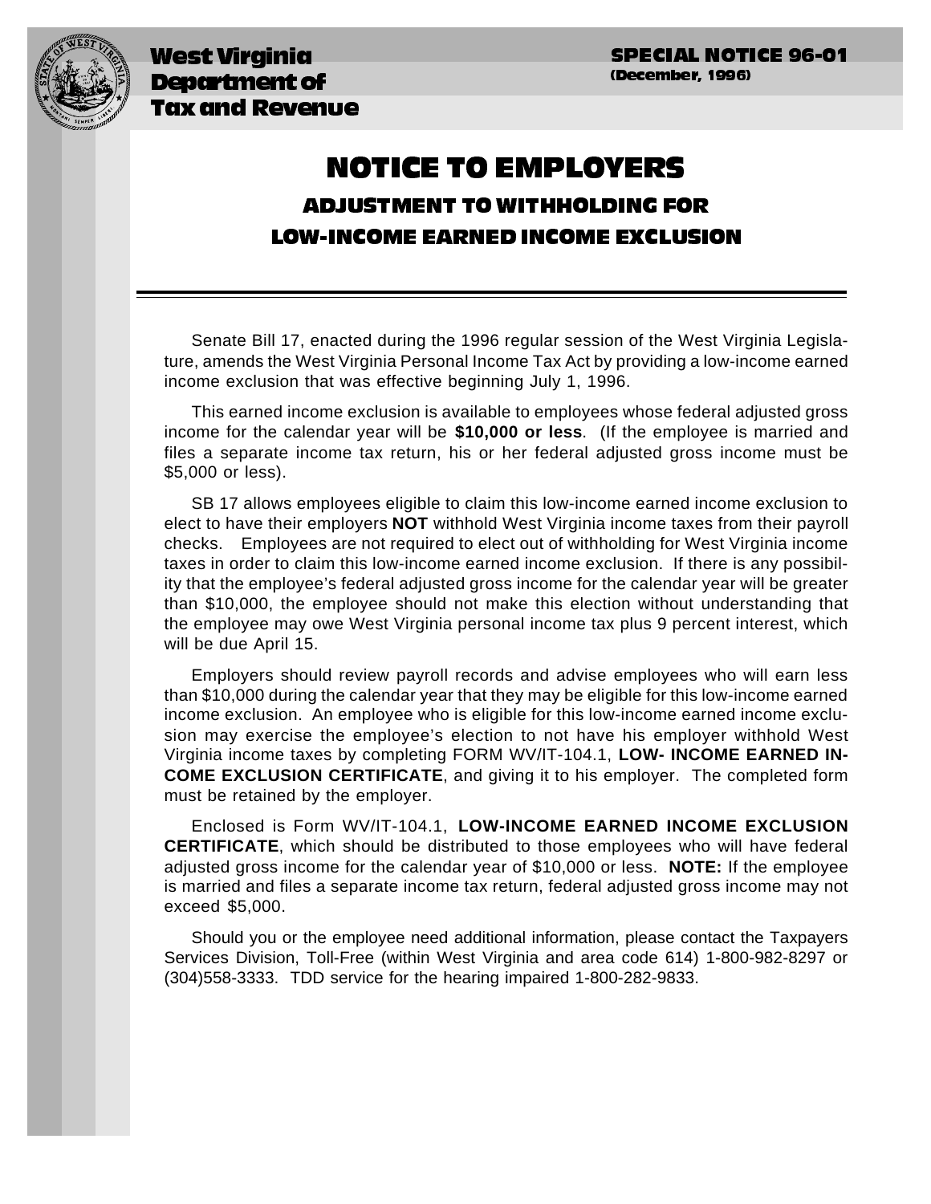**West Virginia Department of Tax and Revenue**

**SPECIAL NOTICE 96-01**
**(December, 1996)**

# NOTICE TO EMPLOYERS

## ADJUSTMENT TO WITHHOLDING FOR LOW-INCOME EARNED INCOME EXCLUSION

---

Senate Bill 17, enacted during the 1996 regular session of the West Virginia Legislature, amends the West Virginia Personal Income Tax Act by providing a low-income earned income exclusion that was effective beginning July 1, 1996.

This earned income exclusion is available to employees whose federal adjusted gross income for the calendar year will be **$10,000 or less**. (If the employee is married and files a separate income tax return, his or her federal adjusted gross income must be $5,000 or less).

SB 17 allows employees eligible to claim this low-income earned income exclusion to elect to have their employers **NOT** withhold West Virginia income taxes from their payroll checks. Employees are not required to elect out of withholding for West Virginia income taxes in order to claim this low-income earned income exclusion. If there is any possibility that the employee's federal adjusted gross income for the calendar year will be greater than $10,000, the employee should not make this election without understanding that the employee may owe West Virginia personal income tax plus 9 percent interest, which will be due April 15.

Employers should review payroll records and advise employees who will earn less than $10,000 during the calendar year that they may be eligible for this low-income earned income exclusion. An employee who is eligible for this low-income earned income exclusion may exercise the employee's election to not have his employer withhold West Virginia income taxes by completing FORM WV/IT-104.1, **LOW- INCOME EARNED INCOME EXCLUSION CERTIFICATE**, and giving it to his employer. The completed form must be retained by the employer.

Enclosed is Form WV/IT-104.1, **LOW-INCOME EARNED INCOME EXCLUSION CERTIFICATE**, which should be distributed to those employees who will have federal adjusted gross income for the calendar year of $10,000 or less. **NOTE:** If the employee is married and files a separate income tax return, federal adjusted gross income may not exceed $5,000.

Should you or the employee need additional information, please contact the Taxpayers Services Division, Toll-Free (within West Virginia and area code 614) 1-800-982-8297 or (304)558-3333. TDD service for the hearing impaired 1-800-282-9833.